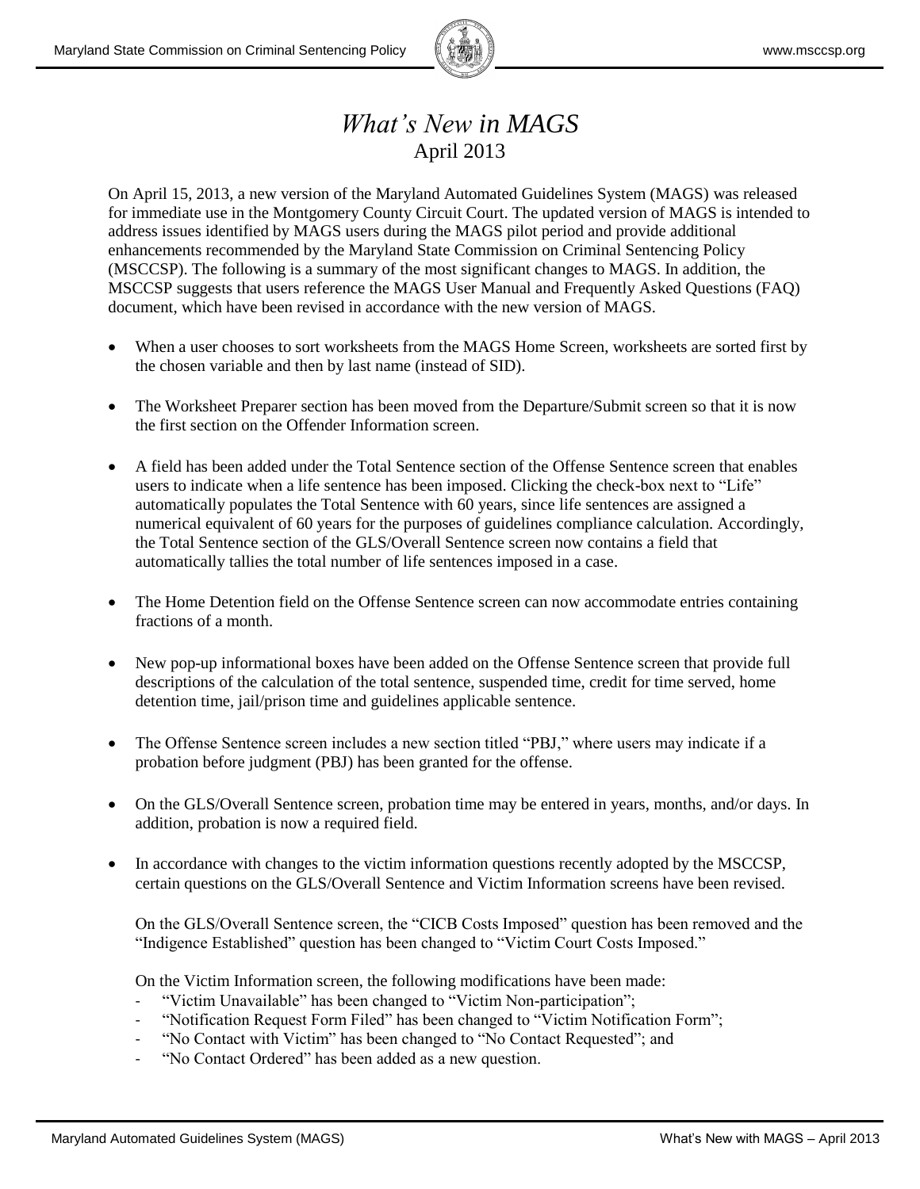# *What's New in MAGS*

April 2013

On April 15, 2013, a new version of the Maryland Automated Guidelines System (MAGS) was released for immediate use in the Montgomery County Circuit Court. The updated version of MAGS is intended to address issues identified by MAGS users during the MAGS pilot period and provide additional enhancements recommended by the Maryland State Commission on Criminal Sentencing Policy (MSCCSP). The following is a summary of the most significant changes to MAGS. In addition, the MSCCSP suggests that users reference the MAGS User Manual and Frequently Asked Questions (FAQ) document, which have been revised in accordance with the new version of MAGS.

- When a user chooses to sort worksheets from the MAGS Home Screen, worksheets are sorted first by the chosen variable and then by last name (instead of SID).
- The Worksheet Preparer section has been moved from the Departure/Submit screen so that it is now the first section on the Offender Information screen.
- A field has been added under the Total Sentence section of the Offense Sentence screen that enables users to indicate when a life sentence has been imposed. Clicking the check-box next to "Life" automatically populates the Total Sentence with 60 years, since life sentences are assigned a numerical equivalent of 60 years for the purposes of guidelines compliance calculation. Accordingly, the Total Sentence section of the GLS/Overall Sentence screen now contains a field that automatically tallies the total number of life sentences imposed in a case.
- The Home Detention field on the Offense Sentence screen can now accommodate entries containing fractions of a month.
- New pop-up informational boxes have been added on the Offense Sentence screen that provide full descriptions of the calculation of the total sentence, suspended time, credit for time served, home detention time, jail/prison time and guidelines applicable sentence.
- The Offense Sentence screen includes a new section titled "PBJ," where users may indicate if a probation before judgment (PBJ) has been granted for the offense.
- On the GLS/Overall Sentence screen, probation time may be entered in years, months, and/or days. In addition, probation is now a required field.
- In accordance with changes to the victim information questions recently adopted by the MSCCSP, certain questions on the GLS/Overall Sentence and Victim Information screens have been revised.

  On the GLS/Overall Sentence screen, the "CICB Costs Imposed" question has been removed and the "Indigence Established" question has been changed to "Victim Court Costs Imposed."

  On the Victim Information screen, the following modifications have been made:
  - "Victim Unavailable" has been changed to "Victim Non-participation";
  - "Notification Request Form Filed" has been changed to "Victim Notification Form";
  - "No Contact with Victim" has been changed to "No Contact Requested"; and
  - "No Contact Ordered" has been added as a new question.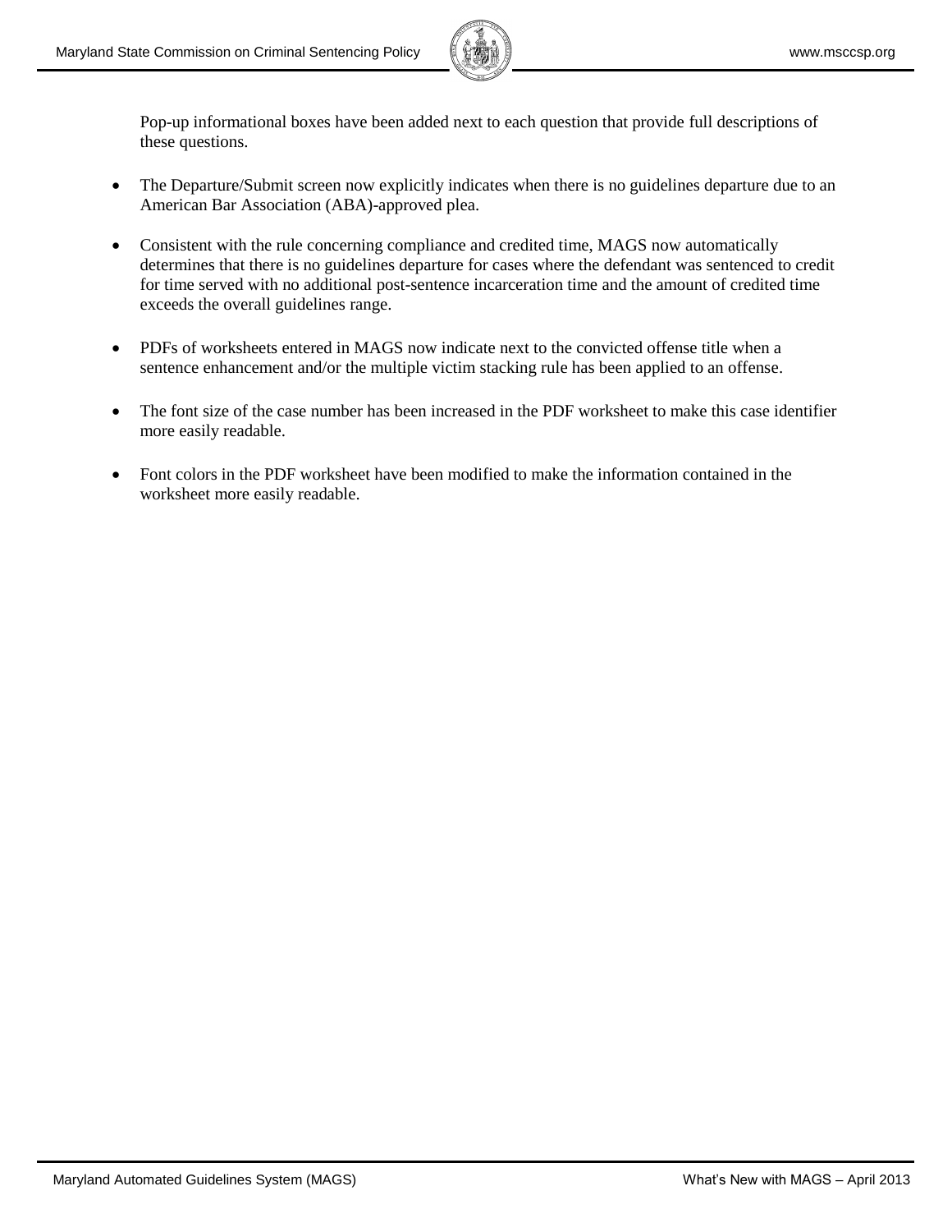Pop-up informational boxes have been added next to each question that provide full descriptions of these questions.

- The Departure/Submit screen now explicitly indicates when there is no guidelines departure due to an American Bar Association (ABA)-approved plea.

- Consistent with the rule concerning compliance and credited time, MAGS now automatically determines that there is no guidelines departure for cases where the defendant was sentenced to credit for time served with no additional post-sentence incarceration time and the amount of credited time exceeds the overall guidelines range.

- PDFs of worksheets entered in MAGS now indicate next to the convicted offense title when a sentence enhancement and/or the multiple victim stacking rule has been applied to an offense.

- The font size of the case number has been increased in the PDF worksheet to make this case identifier more easily readable.

- Font colors in the PDF worksheet have been modified to make the information contained in the worksheet more easily readable.